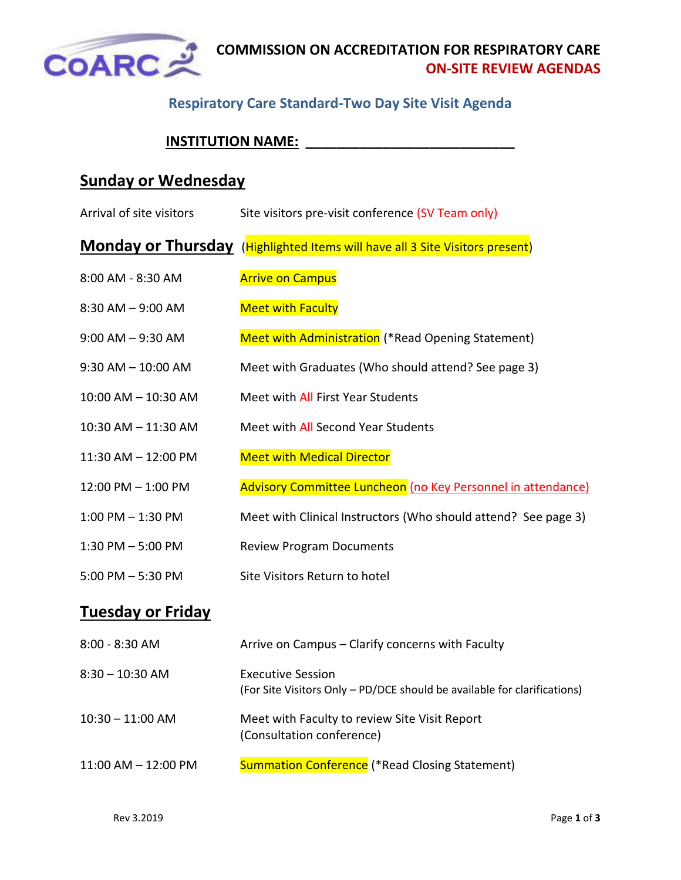# COMMISSION ON ACCREDITATION FOR RESPIRATORY CARE

## ON-SITE REVIEW AGENDAS

### Respiratory Care Standard-Two Day Site Visit Agenda

**INSTITUTION NAME: ___________________________**

## Sunday or Wednesday

| | |
|---|---|
| Arrival of site visitors | Site visitors pre-visit conference (SV Team only) |

## Monday or Thursday (Highlighted Items will have all 3 Site Visitors present)

| Time | Activity |
|---|---|
| 8:00 AM - 8:30 AM | Arrive on Campus |
| 8:30 AM – 9:00 AM | Meet with Faculty |
| 9:00 AM – 9:30 AM | Meet with Administration (*Read Opening Statement) |
| 9:30 AM – 10:00 AM | Meet with Graduates (Who should attend? See page 3) |
| 10:00 AM – 10:30 AM | Meet with All First Year Students |
| 10:30 AM – 11:30 AM | Meet with All Second Year Students |
| 11:30 AM – 12:00 PM | Meet with Medical Director |
| 12:00 PM – 1:00 PM | Advisory Committee Luncheon (no Key Personnel in attendance) |
| 1:00 PM – 1:30 PM | Meet with Clinical Instructors (Who should attend? See page 3) |
| 1:30 PM – 5:00 PM | Review Program Documents |
| 5:00 PM – 5:30 PM | Site Visitors Return to hotel |

## Tuesday or Friday

| Time | Activity |
|---|---|
| 8:00 - 8:30 AM | Arrive on Campus – Clarify concerns with Faculty |
| 8:30 – 10:30 AM | Executive Session (For Site Visitors Only – PD/DCE should be available for clarifications) |
| 10:30 – 11:00 AM | Meet with Faculty to review Site Visit Report (Consultation conference) |
| 11:00 AM – 12:00 PM | Summation Conference (*Read Closing Statement) |

Rev 3.2019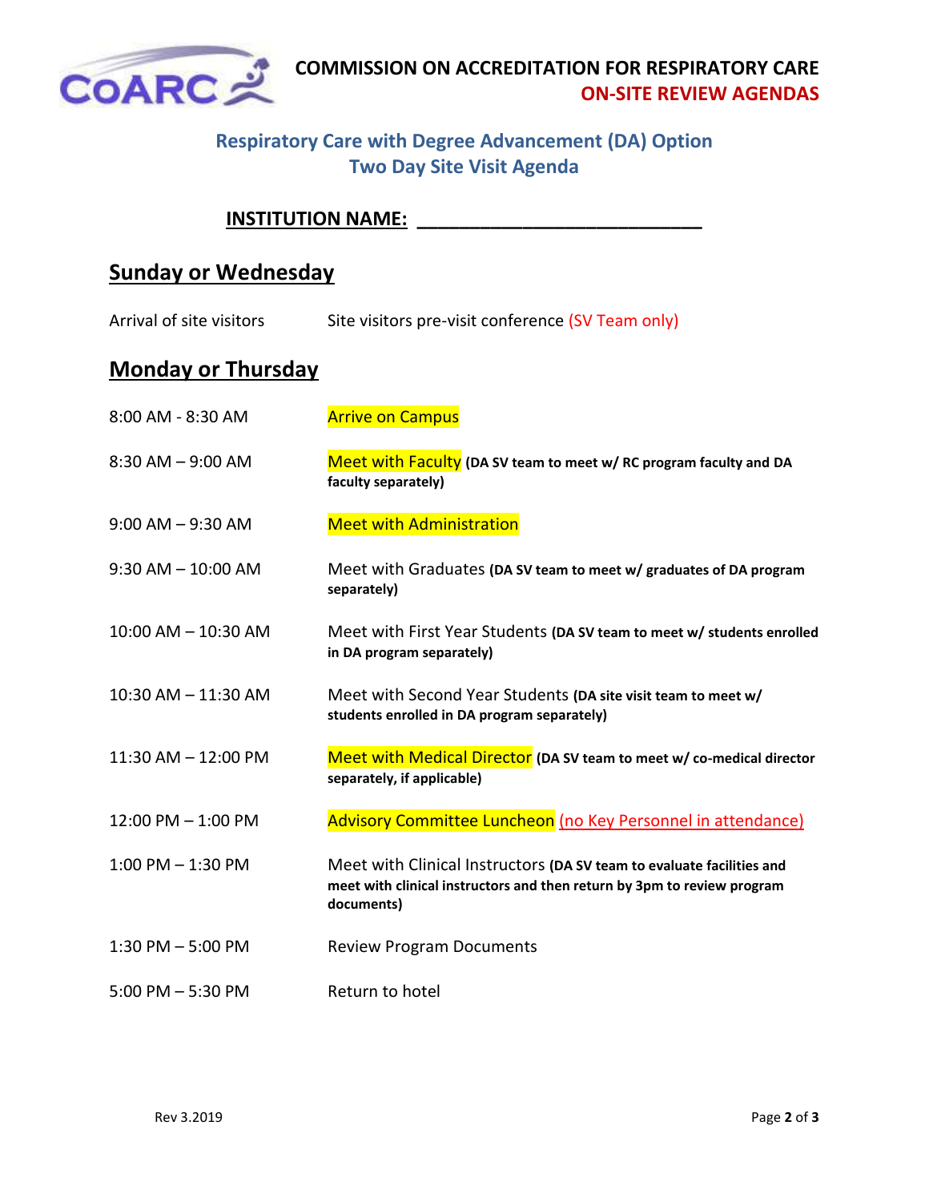# COMMISSION ON ACCREDITATION FOR RESPIRATORY CARE
## ON-SITE REVIEW AGENDAS

### Respiratory Care with Degree Advancement (DA) Option
### Two Day Site Visit Agenda

**INSTITUTION NAME: ___________________________**

## Sunday or Wednesday

| | |
|---|---|
| Arrival of site visitors | Site visitors pre-visit conference (SV Team only) |

## Monday or Thursday

| | |
|---|---|
| 8:00 AM - 8:30 AM | Arrive on Campus |
| 8:30 AM – 9:00 AM | Meet with Faculty **(DA SV team to meet w/ RC program faculty and DA faculty separately)** |
| 9:00 AM – 9:30 AM | Meet with Administration |
| 9:30 AM – 10:00 AM | Meet with Graduates **(DA SV team to meet w/ graduates of DA program separately)** |
| 10:00 AM – 10:30 AM | Meet with First Year Students **(DA SV team to meet w/ students enrolled in DA program separately)** |
| 10:30 AM – 11:30 AM | Meet with Second Year Students **(DA site visit team to meet w/ students enrolled in DA program separately)** |
| 11:30 AM – 12:00 PM | Meet with Medical Director **(DA SV team to meet w/ co-medical director separately, if applicable)** |
| 12:00 PM – 1:00 PM | Advisory Committee Luncheon (no Key Personnel in attendance) |
| 1:00 PM – 1:30 PM | Meet with Clinical Instructors **(DA SV team to evaluate facilities and meet with clinical instructors and then return by 3pm to review program documents)** |
| 1:30 PM – 5:00 PM | Review Program Documents |
| 5:00 PM – 5:30 PM | Return to hotel |

Rev 3.2019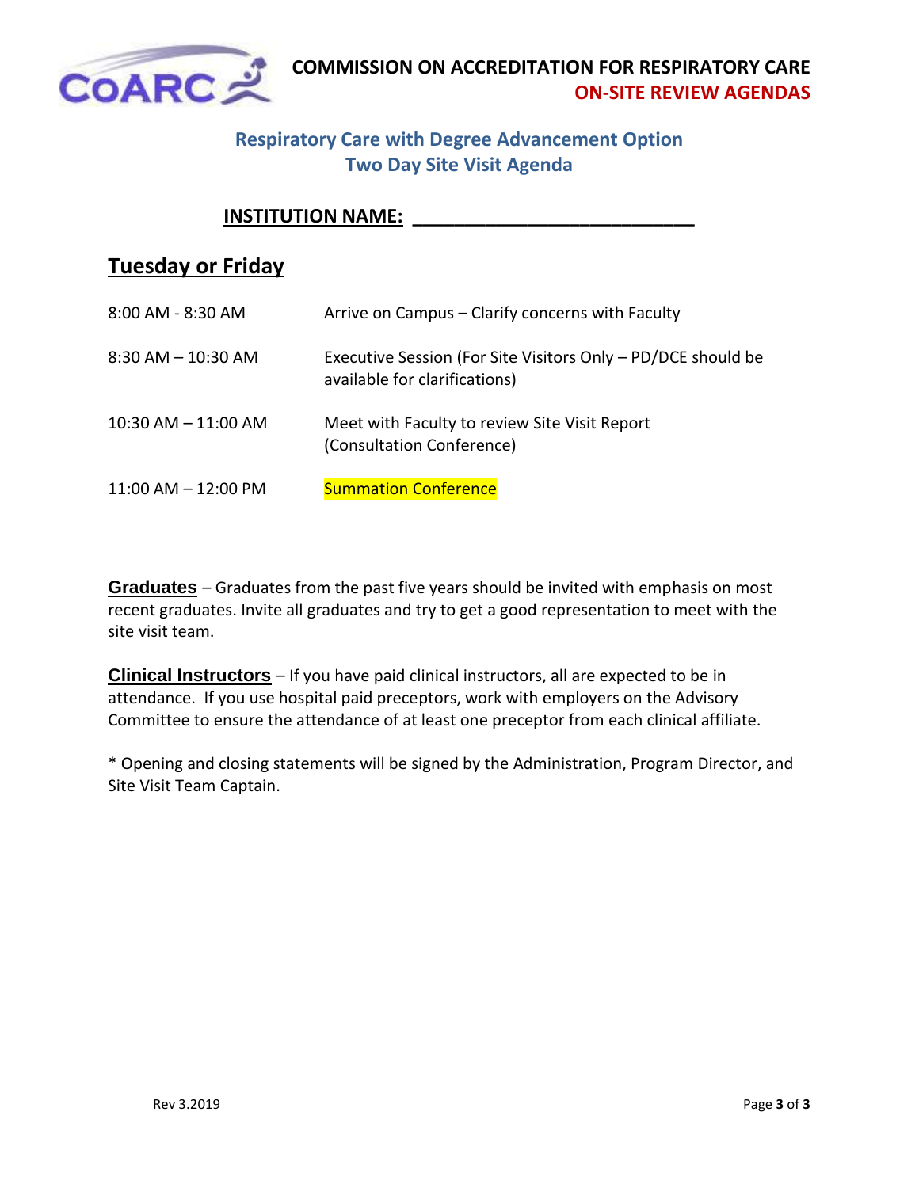# COMMISSION ON ACCREDITATION FOR RESPIRATORY CARE
## ON-SITE REVIEW AGENDAS

### Respiratory Care with Degree Advancement Option
### Two Day Site Visit Agenda

**INSTITUTION NAME: ____________________________**

## Tuesday or Friday

| | |
|---|---|
| 8:00 AM - 8:30 AM | Arrive on Campus – Clarify concerns with Faculty |
| 8:30 AM – 10:30 AM | Executive Session (For Site Visitors Only – PD/DCE should be available for clarifications) |
| 10:30 AM – 11:00 AM | Meet with Faculty to review Site Visit Report (Consultation Conference) |
| 11:00 AM – 12:00 PM | Summation Conference |

**Graduates** – Graduates from the past five years should be invited with emphasis on most recent graduates. Invite all graduates and try to get a good representation to meet with the site visit team.

**Clinical Instructors** – If you have paid clinical instructors, all are expected to be in attendance. If you use hospital paid preceptors, work with employers on the Advisory Committee to ensure the attendance of at least one preceptor from each clinical affiliate.

* Opening and closing statements will be signed by the Administration, Program Director, and Site Visit Team Captain.

Rev 3.2019